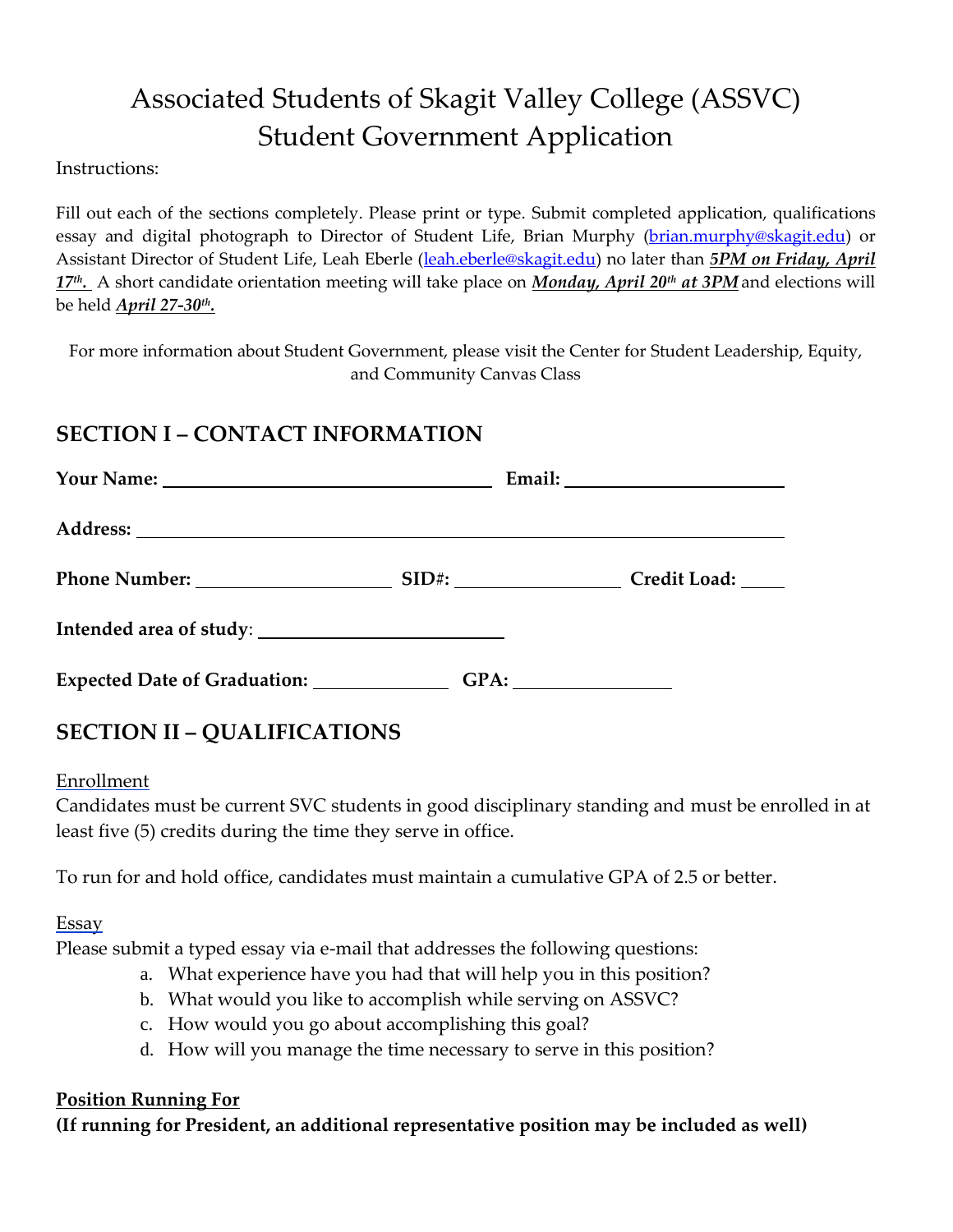# Associated Students of Skagit Valley College (ASSVC)
# Student Government Application

Instructions:

Fill out each of the sections completely. Please print or type. Submit completed application, qualifications essay and digital photograph to Director of Student Life, Brian Murphy (brian.murphy@skagit.edu) or Assistant Director of Student Life, Leah Eberle (leah.eberle@skagit.edu) no later than ***5PM on Friday, April 17th.*** A short candidate orientation meeting will take place on ***Monday, April 20th at 3PM*** and elections will be held ***April 27-30th.***

For more information about Student Government, please visit the Center for Student Leadership, Equity, and Community Canvas Class

## SECTION I – CONTACT INFORMATION

**Your Name:** ______________________________ **Email:** ____________________

**Address:** ____________________________________________________________

**Phone Number:** __________________ **SID#:** ________________ **Credit Load:** ____

**Intended area of study**: ______________________

**Expected Date of Graduation:** ____________ **GPA:** ______________

## SECTION II – QUALIFICATIONS

Enrollment

Candidates must be current SVC students in good disciplinary standing and must be enrolled in at least five (5) credits during the time they serve in office.

To run for and hold office, candidates must maintain a cumulative GPA of 2.5 or better.

Essay

Please submit a typed essay via e-mail that addresses the following questions:

a. What experience have you had that will help you in this position?
b. What would you like to accomplish while serving on ASSVC?
c. How would you go about accomplishing this goal?
d. How will you manage the time necessary to serve in this position?

**Position Running For**

**(If running for President, an additional representative position may be included as well)**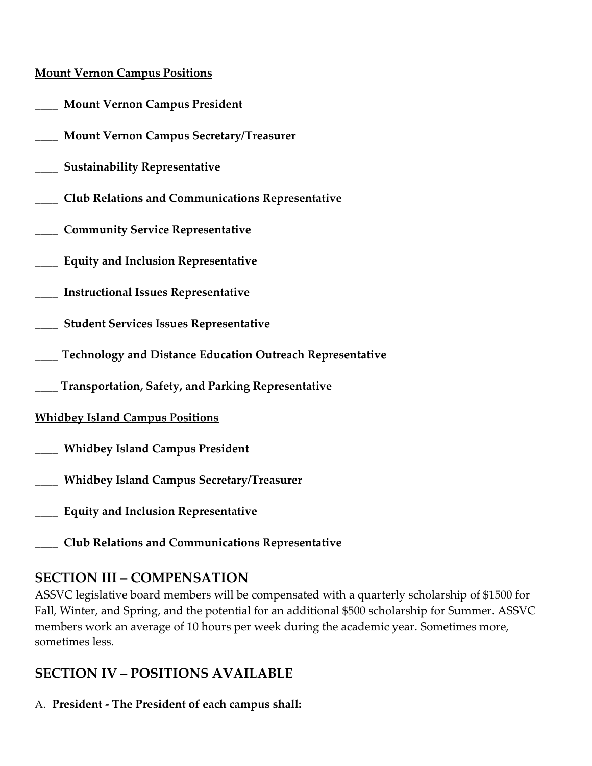<u>**Mount Vernon Campus Positions**</u>

**____ Mount Vernon Campus President**

**____ Mount Vernon Campus Secretary/Treasurer**

**____ Sustainability Representative**

**____ Club Relations and Communications Representative**

**____ Community Service Representative**

**____ Equity and Inclusion Representative**

**____ Instructional Issues Representative**

**____ Student Services Issues Representative**

**____ Technology and Distance Education Outreach Representative**

**____ Transportation, Safety, and Parking Representative**

<u>**Whidbey Island Campus Positions**</u>

**____ Whidbey Island Campus President**

**____ Whidbey Island Campus Secretary/Treasurer**

**____ Equity and Inclusion Representative**

**____ Club Relations and Communications Representative**

## SECTION III – COMPENSATION

ASSVC legislative board members will be compensated with a quarterly scholarship of $1500 for Fall, Winter, and Spring, and the potential for an additional $500 scholarship for Summer. ASSVC members work an average of 10 hours per week during the academic year. Sometimes more, sometimes less.

## SECTION IV – POSITIONS AVAILABLE

A. **President - The President of each campus shall:**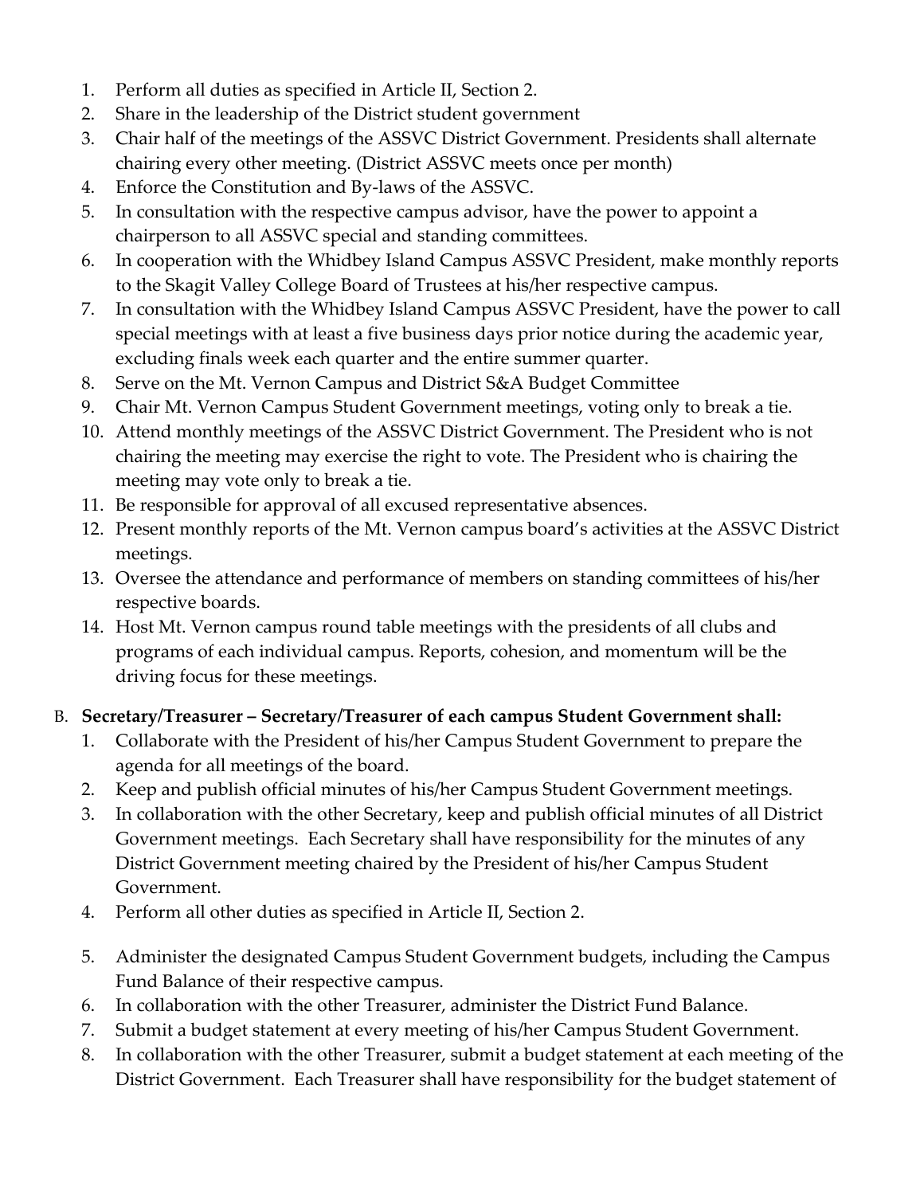1. Perform all duties as specified in Article II, Section 2.
2. Share in the leadership of the District student government
3. Chair half of the meetings of the ASSVC District Government. Presidents shall alternate chairing every other meeting. (District ASSVC meets once per month)
4. Enforce the Constitution and By-laws of the ASSVC.
5. In consultation with the respective campus advisor, have the power to appoint a chairperson to all ASSVC special and standing committees.
6. In cooperation with the Whidbey Island Campus ASSVC President, make monthly reports to the Skagit Valley College Board of Trustees at his/her respective campus.
7. In consultation with the Whidbey Island Campus ASSVC President, have the power to call special meetings with at least a five business days prior notice during the academic year, excluding finals week each quarter and the entire summer quarter.
8. Serve on the Mt. Vernon Campus and District S&A Budget Committee
9. Chair Mt. Vernon Campus Student Government meetings, voting only to break a tie.
10. Attend monthly meetings of the ASSVC District Government. The President who is not chairing the meeting may exercise the right to vote. The President who is chairing the meeting may vote only to break a tie.
11. Be responsible for approval of all excused representative absences.
12. Present monthly reports of the Mt. Vernon campus board's activities at the ASSVC District meetings.
13. Oversee the attendance and performance of members on standing committees of his/her respective boards.
14. Host Mt. Vernon campus round table meetings with the presidents of all clubs and programs of each individual campus. Reports, cohesion, and momentum will be the driving focus for these meetings.

B. **Secretary/Treasurer – Secretary/Treasurer of each campus Student Government shall:**

1. Collaborate with the President of his/her Campus Student Government to prepare the agenda for all meetings of the board.
2. Keep and publish official minutes of his/her Campus Student Government meetings.
3. In collaboration with the other Secretary, keep and publish official minutes of all District Government meetings. Each Secretary shall have responsibility for the minutes of any District Government meeting chaired by the President of his/her Campus Student Government.
4. Perform all other duties as specified in Article II, Section 2.
5. Administer the designated Campus Student Government budgets, including the Campus Fund Balance of their respective campus.
6. In collaboration with the other Treasurer, administer the District Fund Balance.
7. Submit a budget statement at every meeting of his/her Campus Student Government.
8. In collaboration with the other Treasurer, submit a budget statement at each meeting of the District Government. Each Treasurer shall have responsibility for the budget statement of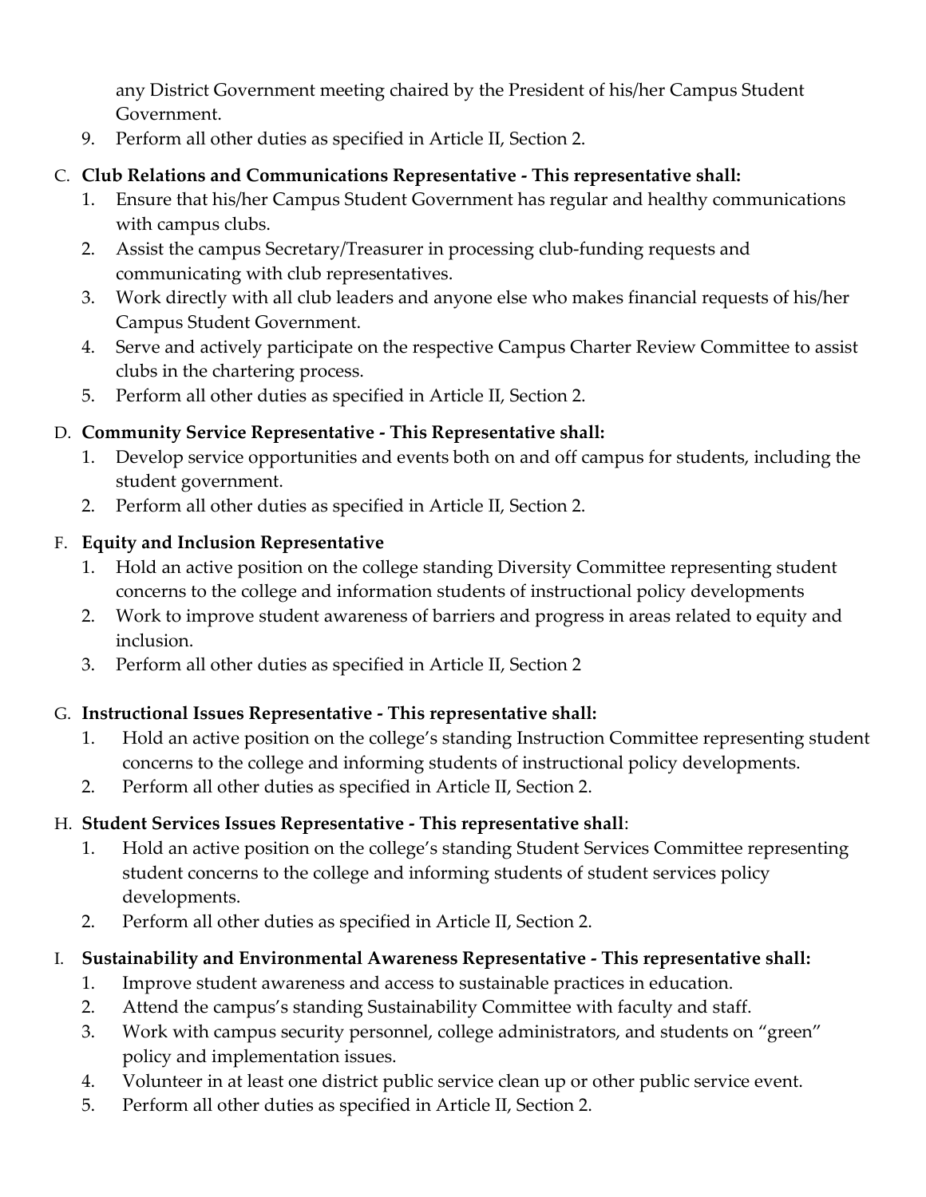any District Government meeting chaired by the President of his/her Campus Student Government.

9. Perform all other duties as specified in Article II, Section 2.

C. **Club Relations and Communications Representative - This representative shall:**

1. Ensure that his/her Campus Student Government has regular and healthy communications with campus clubs.
2. Assist the campus Secretary/Treasurer in processing club-funding requests and communicating with club representatives.
3. Work directly with all club leaders and anyone else who makes financial requests of his/her Campus Student Government.
4. Serve and actively participate on the respective Campus Charter Review Committee to assist clubs in the chartering process.
5. Perform all other duties as specified in Article II, Section 2.

D. **Community Service Representative - This Representative shall:**

1. Develop service opportunities and events both on and off campus for students, including the student government.
2. Perform all other duties as specified in Article II, Section 2.

F. **Equity and Inclusion Representative**

1. Hold an active position on the college standing Diversity Committee representing student concerns to the college and information students of instructional policy developments
2. Work to improve student awareness of barriers and progress in areas related to equity and inclusion.
3. Perform all other duties as specified in Article II, Section 2

G. **Instructional Issues Representative - This representative shall:**

1. Hold an active position on the college's standing Instruction Committee representing student concerns to the college and informing students of instructional policy developments.
2. Perform all other duties as specified in Article II, Section 2.

H. **Student Services Issues Representative - This representative shall**:

1. Hold an active position on the college's standing Student Services Committee representing student concerns to the college and informing students of student services policy developments.
2. Perform all other duties as specified in Article II, Section 2.

I. **Sustainability and Environmental Awareness Representative - This representative shall:**

1. Improve student awareness and access to sustainable practices in education.
2. Attend the campus's standing Sustainability Committee with faculty and staff.
3. Work with campus security personnel, college administrators, and students on "green" policy and implementation issues.
4. Volunteer in at least one district public service clean up or other public service event.
5. Perform all other duties as specified in Article II, Section 2.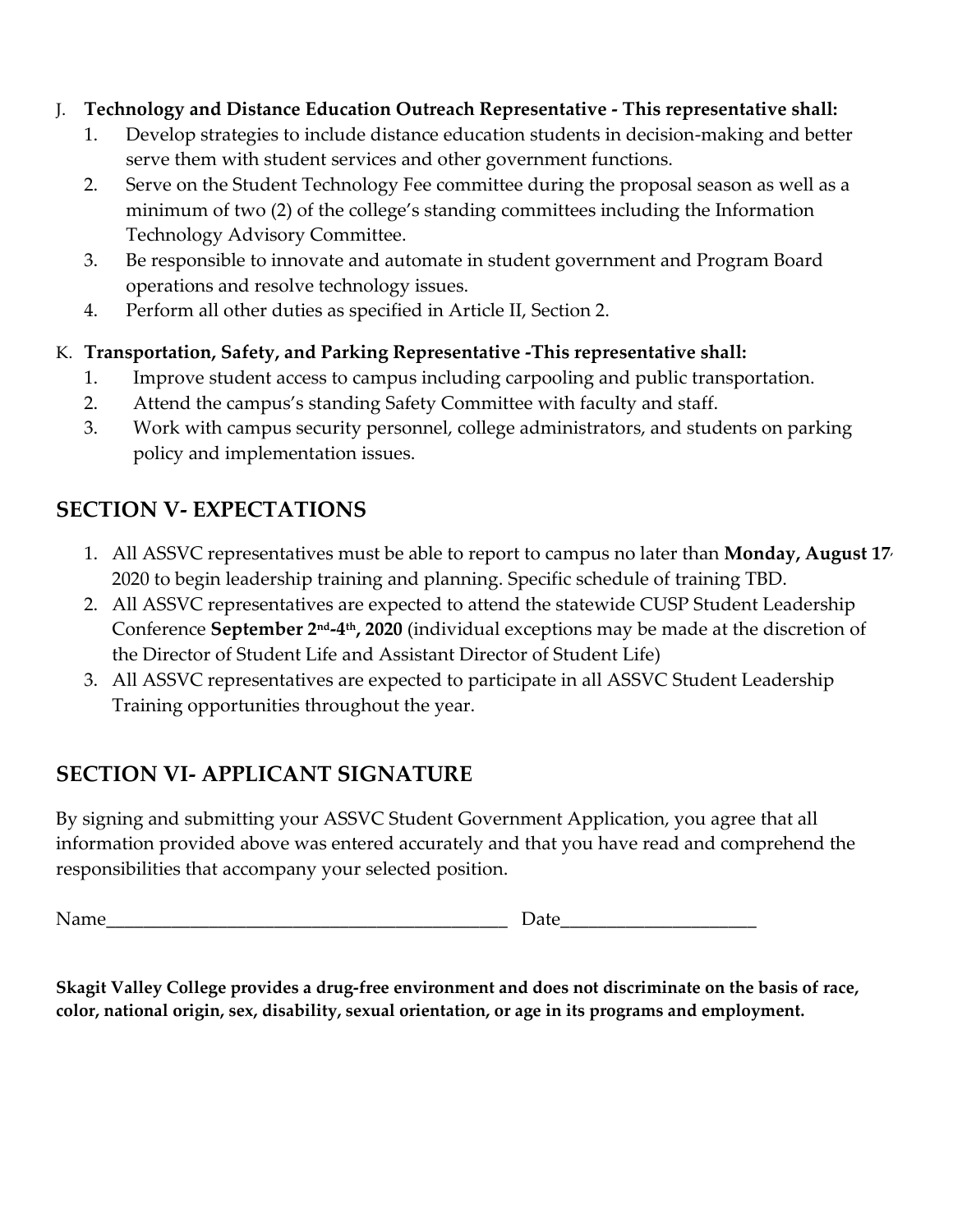J. **Technology and Distance Education Outreach Representative - This representative shall:**

1. Develop strategies to include distance education students in decision-making and better serve them with student services and other government functions.
2. Serve on the Student Technology Fee committee during the proposal season as well as a minimum of two (2) of the college's standing committees including the Information Technology Advisory Committee.
3. Be responsible to innovate and automate in student government and Program Board operations and resolve technology issues.
4. Perform all other duties as specified in Article II, Section 2.

K. **Transportation, Safety, and Parking Representative -This representative shall:**

1. Improve student access to campus including carpooling and public transportation.
2. Attend the campus's standing Safety Committee with faculty and staff.
3. Work with campus security personnel, college administrators, and students on parking policy and implementation issues.

## SECTION V- EXPECTATIONS

1. All ASSVC representatives must be able to report to campus no later than **Monday, August 17**, 2020 to begin leadership training and planning. Specific schedule of training TBD.
2. All ASSVC representatives are expected to attend the statewide CUSP Student Leadership Conference **September 2nd-4th, 2020** (individual exceptions may be made at the discretion of the Director of Student Life and Assistant Director of Student Life)
3. All ASSVC representatives are expected to participate in all ASSVC Student Leadership Training opportunities throughout the year.

## SECTION VI- APPLICANT SIGNATURE

By signing and submitting your ASSVC Student Government Application, you agree that all information provided above was entered accurately and that you have read and comprehend the responsibilities that accompany your selected position.

Name_____________________________________________ Date_____________________

**Skagit Valley College provides a drug-free environment and does not discriminate on the basis of race, color, national origin, sex, disability, sexual orientation, or age in its programs and employment.**